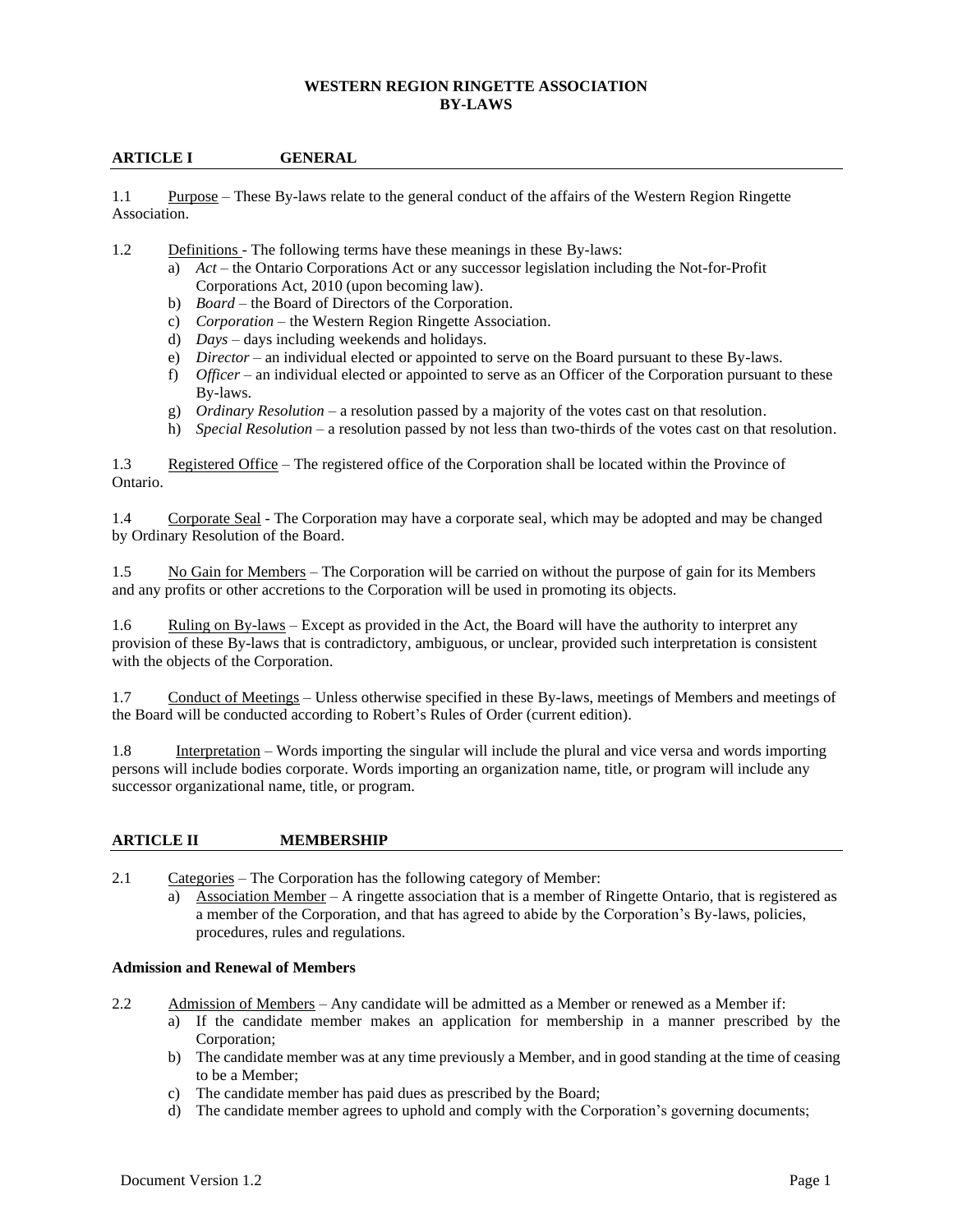# WESTERN REGION RINGETTE ASSOCIATION
# BY-LAWS

## ARTICLE I GENERAL

1.1 Purpose – These By-laws relate to the general conduct of the affairs of the Western Region Ringette Association.

1.2 Definitions - The following terms have these meanings in these By-laws:

a) *Act* – the Ontario Corporations Act or any successor legislation including the Not-for-Profit Corporations Act, 2010 (upon becoming law).
b) *Board* – the Board of Directors of the Corporation.
c) *Corporation* – the Western Region Ringette Association.
d) *Days* – days including weekends and holidays.
e) *Director* – an individual elected or appointed to serve on the Board pursuant to these By-laws.
f) *Officer* – an individual elected or appointed to serve as an Officer of the Corporation pursuant to these By-laws.
g) *Ordinary Resolution* – a resolution passed by a majority of the votes cast on that resolution.
h) *Special Resolution* – a resolution passed by not less than two-thirds of the votes cast on that resolution.

1.3 Registered Office – The registered office of the Corporation shall be located within the Province of Ontario.

1.4 Corporate Seal - The Corporation may have a corporate seal, which may be adopted and may be changed by Ordinary Resolution of the Board.

1.5 No Gain for Members – The Corporation will be carried on without the purpose of gain for its Members and any profits or other accretions to the Corporation will be used in promoting its objects.

1.6 Ruling on By-laws – Except as provided in the Act, the Board will have the authority to interpret any provision of these By-laws that is contradictory, ambiguous, or unclear, provided such interpretation is consistent with the objects of the Corporation.

1.7 Conduct of Meetings – Unless otherwise specified in these By-laws, meetings of Members and meetings of the Board will be conducted according to Robert's Rules of Order (current edition).

1.8 Interpretation – Words importing the singular will include the plural and vice versa and words importing persons will include bodies corporate. Words importing an organization name, title, or program will include any successor organizational name, title, or program.

## ARTICLE II MEMBERSHIP

2.1 Categories – The Corporation has the following category of Member:

a) Association Member – A ringette association that is a member of Ringette Ontario, that is registered as a member of the Corporation, and that has agreed to abide by the Corporation's By-laws, policies, procedures, rules and regulations.

### Admission and Renewal of Members

2.2 Admission of Members – Any candidate will be admitted as a Member or renewed as a Member if:

a) If the candidate member makes an application for membership in a manner prescribed by the Corporation;
b) The candidate member was at any time previously a Member, and in good standing at the time of ceasing to be a Member;
c) The candidate member has paid dues as prescribed by the Board;
d) The candidate member agrees to uphold and comply with the Corporation's governing documents;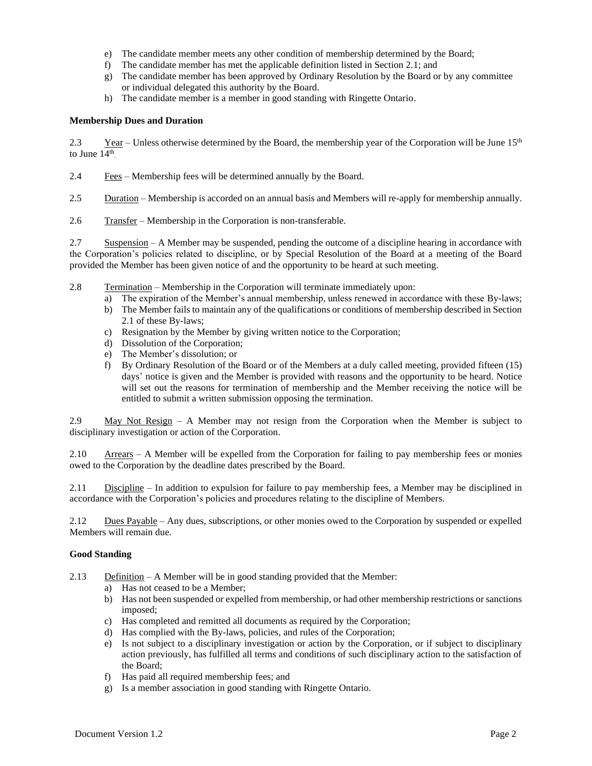e) The candidate member meets any other condition of membership determined by the Board;
f) The candidate member has met the applicable definition listed in Section 2.1; and
g) The candidate member has been approved by Ordinary Resolution by the Board or by any committee or individual delegated this authority by the Board.
h) The candidate member is a member in good standing with Ringette Ontario.

**Membership Dues and Duration**

2.3 Year – Unless otherwise determined by the Board, the membership year of the Corporation will be June 15th to June 14th.

2.4 Fees – Membership fees will be determined annually by the Board.

2.5 Duration – Membership is accorded on an annual basis and Members will re-apply for membership annually.

2.6 Transfer – Membership in the Corporation is non-transferable.

2.7 Suspension – A Member may be suspended, pending the outcome of a discipline hearing in accordance with the Corporation's policies related to discipline, or by Special Resolution of the Board at a meeting of the Board provided the Member has been given notice of and the opportunity to be heard at such meeting.

2.8 Termination – Membership in the Corporation will terminate immediately upon:

a) The expiration of the Member's annual membership, unless renewed in accordance with these By-laws;
b) The Member fails to maintain any of the qualifications or conditions of membership described in Section 2.1 of these By-laws;
c) Resignation by the Member by giving written notice to the Corporation;
d) Dissolution of the Corporation;
e) The Member's dissolution; or
f) By Ordinary Resolution of the Board or of the Members at a duly called meeting, provided fifteen (15) days' notice is given and the Member is provided with reasons and the opportunity to be heard. Notice will set out the reasons for termination of membership and the Member receiving the notice will be entitled to submit a written submission opposing the termination.

2.9 May Not Resign – A Member may not resign from the Corporation when the Member is subject to disciplinary investigation or action of the Corporation.

2.10 Arrears – A Member will be expelled from the Corporation for failing to pay membership fees or monies owed to the Corporation by the deadline dates prescribed by the Board.

2.11 Discipline – In addition to expulsion for failure to pay membership fees, a Member may be disciplined in accordance with the Corporation's policies and procedures relating to the discipline of Members.

2.12 Dues Payable – Any dues, subscriptions, or other monies owed to the Corporation by suspended or expelled Members will remain due.

**Good Standing**

2.13 Definition – A Member will be in good standing provided that the Member:

a) Has not ceased to be a Member;
b) Has not been suspended or expelled from membership, or had other membership restrictions or sanctions imposed;
c) Has completed and remitted all documents as required by the Corporation;
d) Has complied with the By-laws, policies, and rules of the Corporation;
e) Is not subject to a disciplinary investigation or action by the Corporation, or if subject to disciplinary action previously, has fulfilled all terms and conditions of such disciplinary action to the satisfaction of the Board;
f) Has paid all required membership fees; and
g) Is a member association in good standing with Ringette Ontario.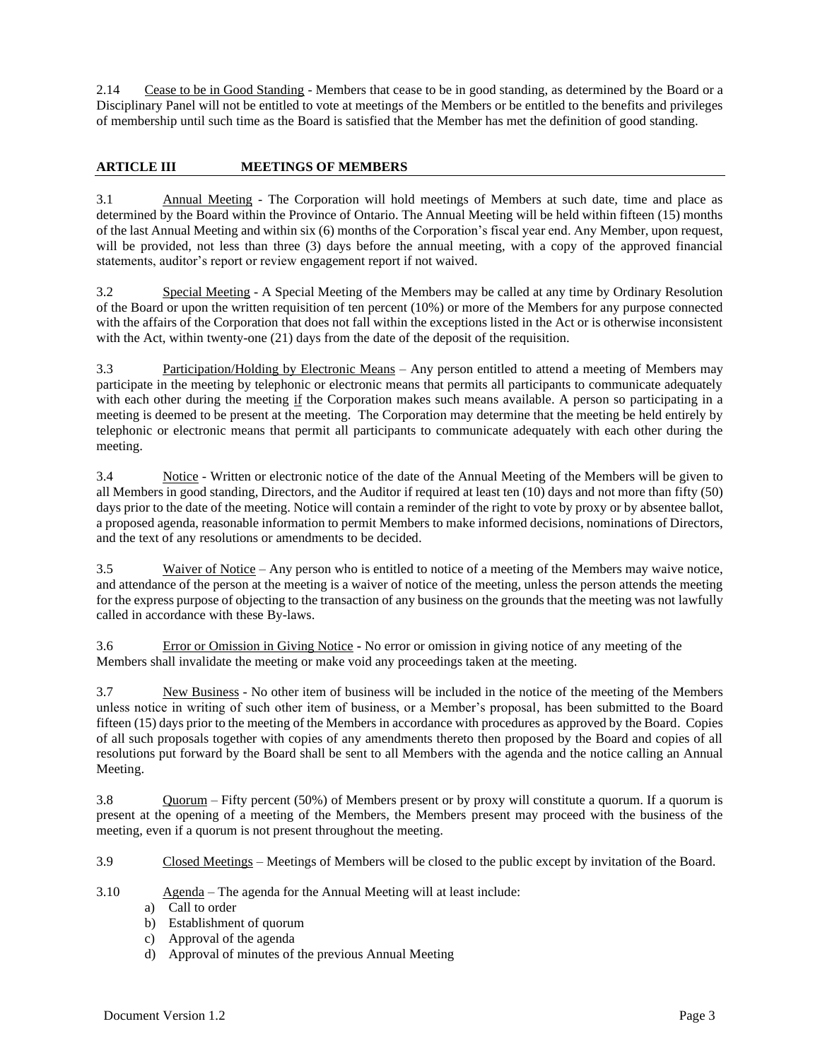2.14 Cease to be in Good Standing - Members that cease to be in good standing, as determined by the Board or a Disciplinary Panel will not be entitled to vote at meetings of the Members or be entitled to the benefits and privileges of membership until such time as the Board is satisfied that the Member has met the definition of good standing.

## ARTICLE III MEETINGS OF MEMBERS

3.1 Annual Meeting - The Corporation will hold meetings of Members at such date, time and place as determined by the Board within the Province of Ontario. The Annual Meeting will be held within fifteen (15) months of the last Annual Meeting and within six (6) months of the Corporation's fiscal year end. Any Member, upon request, will be provided, not less than three (3) days before the annual meeting, with a copy of the approved financial statements, auditor's report or review engagement report if not waived.

3.2 Special Meeting - A Special Meeting of the Members may be called at any time by Ordinary Resolution of the Board or upon the written requisition of ten percent (10%) or more of the Members for any purpose connected with the affairs of the Corporation that does not fall within the exceptions listed in the Act or is otherwise inconsistent with the Act, within twenty-one (21) days from the date of the deposit of the requisition.

3.3 Participation/Holding by Electronic Means – Any person entitled to attend a meeting of Members may participate in the meeting by telephonic or electronic means that permits all participants to communicate adequately with each other during the meeting if the Corporation makes such means available. A person so participating in a meeting is deemed to be present at the meeting. The Corporation may determine that the meeting be held entirely by telephonic or electronic means that permit all participants to communicate adequately with each other during the meeting.

3.4 Notice - Written or electronic notice of the date of the Annual Meeting of the Members will be given to all Members in good standing, Directors, and the Auditor if required at least ten (10) days and not more than fifty (50) days prior to the date of the meeting. Notice will contain a reminder of the right to vote by proxy or by absentee ballot, a proposed agenda, reasonable information to permit Members to make informed decisions, nominations of Directors, and the text of any resolutions or amendments to be decided.

3.5 Waiver of Notice – Any person who is entitled to notice of a meeting of the Members may waive notice, and attendance of the person at the meeting is a waiver of notice of the meeting, unless the person attends the meeting for the express purpose of objecting to the transaction of any business on the grounds that the meeting was not lawfully called in accordance with these By-laws.

3.6 Error or Omission in Giving Notice - No error or omission in giving notice of any meeting of the Members shall invalidate the meeting or make void any proceedings taken at the meeting.

3.7 New Business - No other item of business will be included in the notice of the meeting of the Members unless notice in writing of such other item of business, or a Member's proposal, has been submitted to the Board fifteen (15) days prior to the meeting of the Members in accordance with procedures as approved by the Board. Copies of all such proposals together with copies of any amendments thereto then proposed by the Board and copies of all resolutions put forward by the Board shall be sent to all Members with the agenda and the notice calling an Annual Meeting.

3.8 Quorum – Fifty percent (50%) of Members present or by proxy will constitute a quorum. If a quorum is present at the opening of a meeting of the Members, the Members present may proceed with the business of the meeting, even if a quorum is not present throughout the meeting.

3.9 Closed Meetings – Meetings of Members will be closed to the public except by invitation of the Board.

3.10 Agenda – The agenda for the Annual Meeting will at least include:

a) Call to order
b) Establishment of quorum
c) Approval of the agenda
d) Approval of minutes of the previous Annual Meeting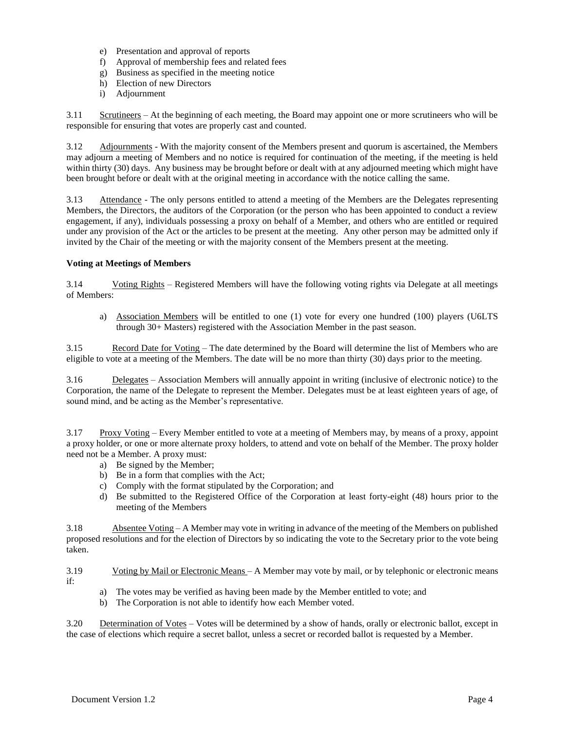e) Presentation and approval of reports
f) Approval of membership fees and related fees
g) Business as specified in the meeting notice
h) Election of new Directors
i) Adjournment

3.11 Scrutineers – At the beginning of each meeting, the Board may appoint one or more scrutineers who will be responsible for ensuring that votes are properly cast and counted.

3.12 Adjournments - With the majority consent of the Members present and quorum is ascertained, the Members may adjourn a meeting of Members and no notice is required for continuation of the meeting, if the meeting is held within thirty (30) days. Any business may be brought before or dealt with at any adjourned meeting which might have been brought before or dealt with at the original meeting in accordance with the notice calling the same.

3.13 Attendance - The only persons entitled to attend a meeting of the Members are the Delegates representing Members, the Directors, the auditors of the Corporation (or the person who has been appointed to conduct a review engagement, if any), individuals possessing a proxy on behalf of a Member, and others who are entitled or required under any provision of the Act or the articles to be present at the meeting. Any other person may be admitted only if invited by the Chair of the meeting or with the majority consent of the Members present at the meeting.

**Voting at Meetings of Members**

3.14 Voting Rights – Registered Members will have the following voting rights via Delegate at all meetings of Members:

a) Association Members will be entitled to one (1) vote for every one hundred (100) players (U6LTS through 30+ Masters) registered with the Association Member in the past season.

3.15 Record Date for Voting – The date determined by the Board will determine the list of Members who are eligible to vote at a meeting of the Members. The date will be no more than thirty (30) days prior to the meeting.

3.16 Delegates – Association Members will annually appoint in writing (inclusive of electronic notice) to the Corporation, the name of the Delegate to represent the Member. Delegates must be at least eighteen years of age, of sound mind, and be acting as the Member's representative.

3.17 Proxy Voting – Every Member entitled to vote at a meeting of Members may, by means of a proxy, appoint a proxy holder, or one or more alternate proxy holders, to attend and vote on behalf of the Member. The proxy holder need not be a Member. A proxy must:

a) Be signed by the Member;
b) Be in a form that complies with the Act;
c) Comply with the format stipulated by the Corporation; and
d) Be submitted to the Registered Office of the Corporation at least forty-eight (48) hours prior to the meeting of the Members

3.18 Absentee Voting – A Member may vote in writing in advance of the meeting of the Members on published proposed resolutions and for the election of Directors by so indicating the vote to the Secretary prior to the vote being taken.

3.19 Voting by Mail or Electronic Means – A Member may vote by mail, or by telephonic or electronic means if:

a) The votes may be verified as having been made by the Member entitled to vote; and
b) The Corporation is not able to identify how each Member voted.

3.20 Determination of Votes – Votes will be determined by a show of hands, orally or electronic ballot, except in the case of elections which require a secret ballot, unless a secret or recorded ballot is requested by a Member.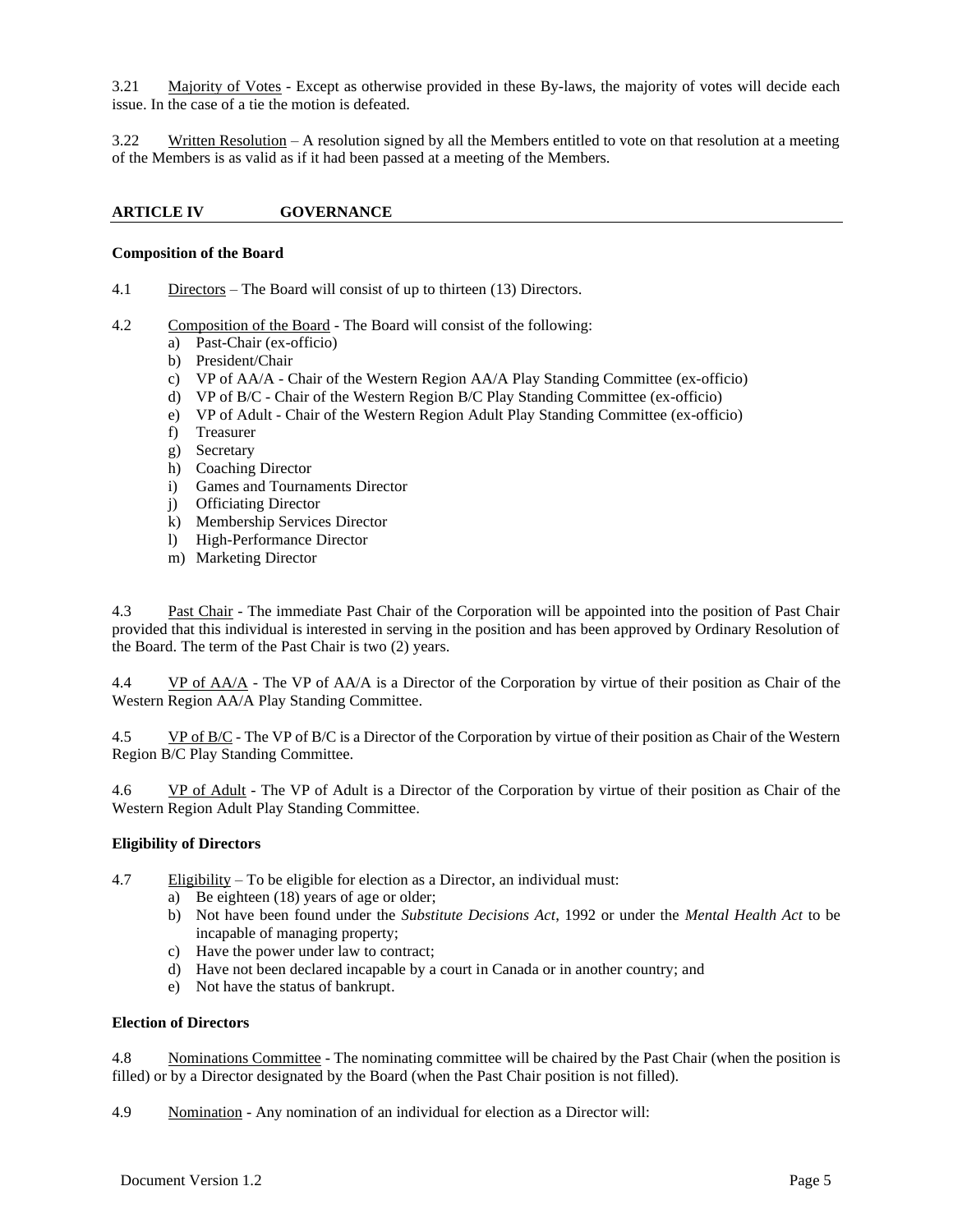3.21 Majority of Votes - Except as otherwise provided in these By-laws, the majority of votes will decide each issue. In the case of a tie the motion is defeated.

3.22 Written Resolution – A resolution signed by all the Members entitled to vote on that resolution at a meeting of the Members is as valid as if it had been passed at a meeting of the Members.

## ARTICLE IV GOVERNANCE

**Composition of the Board**

4.1 Directors – The Board will consist of up to thirteen (13) Directors.

4.2 Composition of the Board - The Board will consist of the following:

a) Past-Chair (ex-officio)
b) President/Chair
c) VP of AA/A - Chair of the Western Region AA/A Play Standing Committee (ex-officio)
d) VP of B/C - Chair of the Western Region B/C Play Standing Committee (ex-officio)
e) VP of Adult - Chair of the Western Region Adult Play Standing Committee (ex-officio)
f) Treasurer
g) Secretary
h) Coaching Director
i) Games and Tournaments Director
j) Officiating Director
k) Membership Services Director
l) High-Performance Director
m) Marketing Director

4.3 Past Chair - The immediate Past Chair of the Corporation will be appointed into the position of Past Chair provided that this individual is interested in serving in the position and has been approved by Ordinary Resolution of the Board. The term of the Past Chair is two (2) years.

4.4 VP of AA/A - The VP of AA/A is a Director of the Corporation by virtue of their position as Chair of the Western Region AA/A Play Standing Committee.

4.5 VP of B/C - The VP of B/C is a Director of the Corporation by virtue of their position as Chair of the Western Region B/C Play Standing Committee.

4.6 VP of Adult - The VP of Adult is a Director of the Corporation by virtue of their position as Chair of the Western Region Adult Play Standing Committee.

**Eligibility of Directors**

4.7 Eligibility – To be eligible for election as a Director, an individual must:

a) Be eighteen (18) years of age or older;
b) Not have been found under the *Substitute Decisions Act*, 1992 or under the *Mental Health Act* to be incapable of managing property;
c) Have the power under law to contract;
d) Have not been declared incapable by a court in Canada or in another country; and
e) Not have the status of bankrupt.

**Election of Directors**

4.8 Nominations Committee - The nominating committee will be chaired by the Past Chair (when the position is filled) or by a Director designated by the Board (when the Past Chair position is not filled).

4.9 Nomination - Any nomination of an individual for election as a Director will: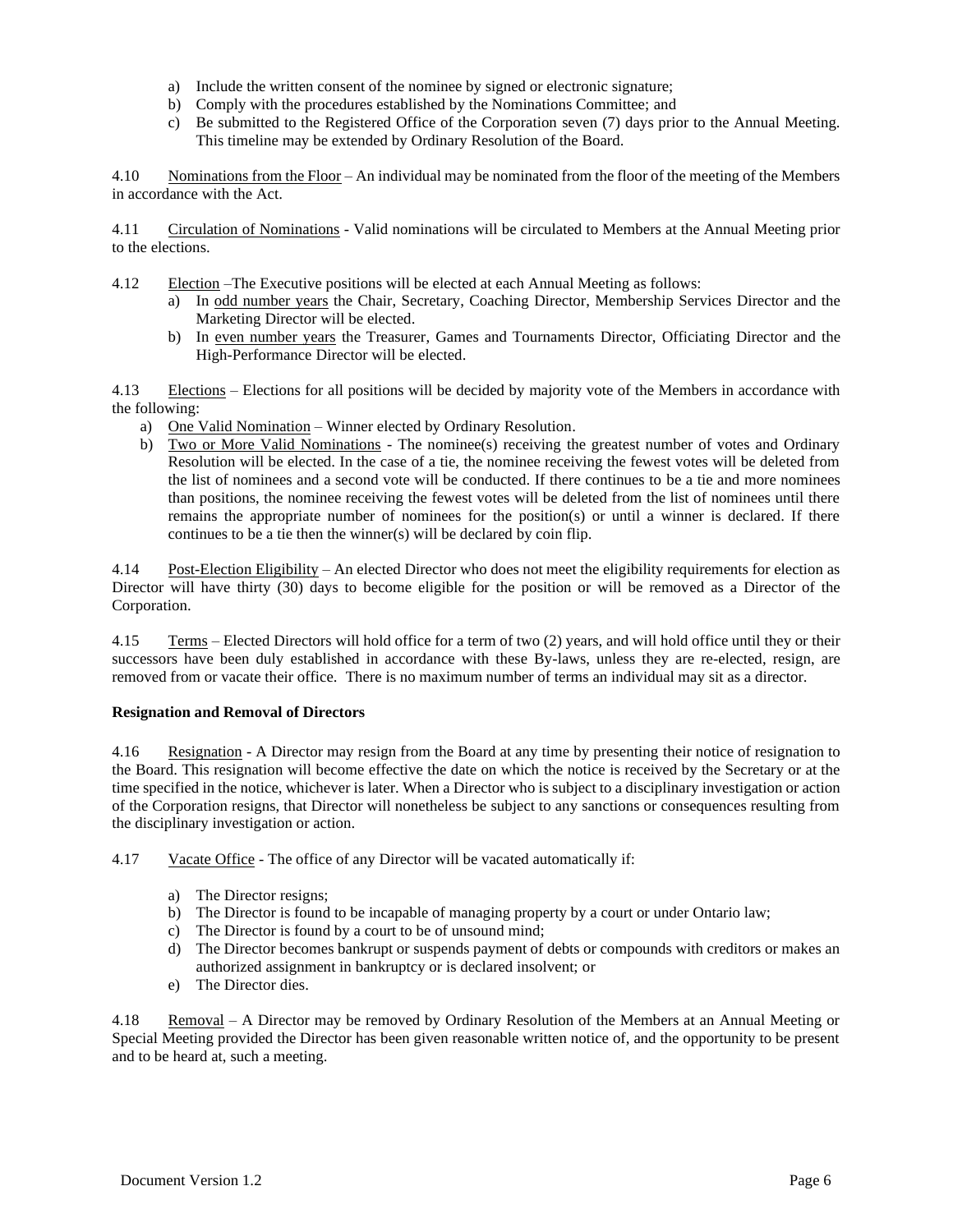a) Include the written consent of the nominee by signed or electronic signature;
b) Comply with the procedures established by the Nominations Committee; and
c) Be submitted to the Registered Office of the Corporation seven (7) days prior to the Annual Meeting. This timeline may be extended by Ordinary Resolution of the Board.

4.10 Nominations from the Floor – An individual may be nominated from the floor of the meeting of the Members in accordance with the Act.

4.11 Circulation of Nominations - Valid nominations will be circulated to Members at the Annual Meeting prior to the elections.

4.12 Election –The Executive positions will be elected at each Annual Meeting as follows:

a) In odd number years the Chair, Secretary, Coaching Director, Membership Services Director and the Marketing Director will be elected.
b) In even number years the Treasurer, Games and Tournaments Director, Officiating Director and the High-Performance Director will be elected.

4.13 Elections – Elections for all positions will be decided by majority vote of the Members in accordance with the following:

a) One Valid Nomination – Winner elected by Ordinary Resolution.
b) Two or More Valid Nominations - The nominee(s) receiving the greatest number of votes and Ordinary Resolution will be elected. In the case of a tie, the nominee receiving the fewest votes will be deleted from the list of nominees and a second vote will be conducted. If there continues to be a tie and more nominees than positions, the nominee receiving the fewest votes will be deleted from the list of nominees until there remains the appropriate number of nominees for the position(s) or until a winner is declared. If there continues to be a tie then the winner(s) will be declared by coin flip.

4.14 Post-Election Eligibility – An elected Director who does not meet the eligibility requirements for election as Director will have thirty (30) days to become eligible for the position or will be removed as a Director of the Corporation.

4.15 Terms – Elected Directors will hold office for a term of two (2) years, and will hold office until they or their successors have been duly established in accordance with these By-laws, unless they are re-elected, resign, are removed from or vacate their office. There is no maximum number of terms an individual may sit as a director.

**Resignation and Removal of Directors**

4.16 Resignation - A Director may resign from the Board at any time by presenting their notice of resignation to the Board. This resignation will become effective the date on which the notice is received by the Secretary or at the time specified in the notice, whichever is later. When a Director who is subject to a disciplinary investigation or action of the Corporation resigns, that Director will nonetheless be subject to any sanctions or consequences resulting from the disciplinary investigation or action.

4.17 Vacate Office - The office of any Director will be vacated automatically if:

a) The Director resigns;
b) The Director is found to be incapable of managing property by a court or under Ontario law;
c) The Director is found by a court to be of unsound mind;
d) The Director becomes bankrupt or suspends payment of debts or compounds with creditors or makes an authorized assignment in bankruptcy or is declared insolvent; or
e) The Director dies.

4.18 Removal – A Director may be removed by Ordinary Resolution of the Members at an Annual Meeting or Special Meeting provided the Director has been given reasonable written notice of, and the opportunity to be present and to be heard at, such a meeting.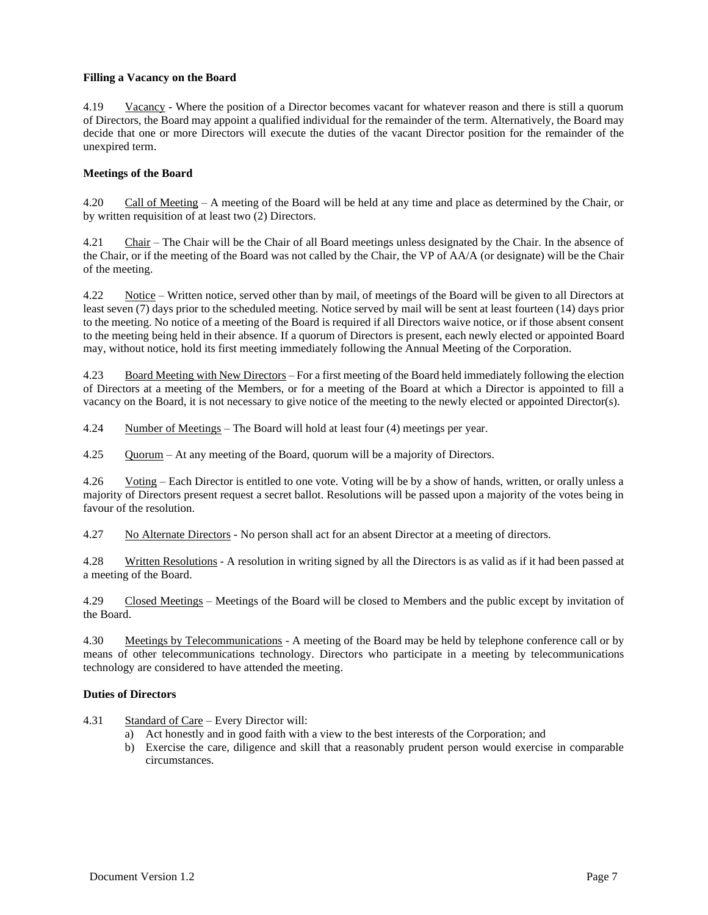**Filling a Vacancy on the Board**

4.19 Vacancy - Where the position of a Director becomes vacant for whatever reason and there is still a quorum of Directors, the Board may appoint a qualified individual for the remainder of the term. Alternatively, the Board may decide that one or more Directors will execute the duties of the vacant Director position for the remainder of the unexpired term.

**Meetings of the Board**

4.20 Call of Meeting – A meeting of the Board will be held at any time and place as determined by the Chair, or by written requisition of at least two (2) Directors.

4.21 Chair – The Chair will be the Chair of all Board meetings unless designated by the Chair. In the absence of the Chair, or if the meeting of the Board was not called by the Chair, the VP of AA/A (or designate) will be the Chair of the meeting.

4.22 Notice – Written notice, served other than by mail, of meetings of the Board will be given to all Directors at least seven (7) days prior to the scheduled meeting. Notice served by mail will be sent at least fourteen (14) days prior to the meeting. No notice of a meeting of the Board is required if all Directors waive notice, or if those absent consent to the meeting being held in their absence. If a quorum of Directors is present, each newly elected or appointed Board may, without notice, hold its first meeting immediately following the Annual Meeting of the Corporation.

4.23 Board Meeting with New Directors – For a first meeting of the Board held immediately following the election of Directors at a meeting of the Members, or for a meeting of the Board at which a Director is appointed to fill a vacancy on the Board, it is not necessary to give notice of the meeting to the newly elected or appointed Director(s).

4.24 Number of Meetings – The Board will hold at least four (4) meetings per year.

4.25 Quorum – At any meeting of the Board, quorum will be a majority of Directors.

4.26 Voting – Each Director is entitled to one vote. Voting will be by a show of hands, written, or orally unless a majority of Directors present request a secret ballot. Resolutions will be passed upon a majority of the votes being in favour of the resolution.

4.27 No Alternate Directors - No person shall act for an absent Director at a meeting of directors.

4.28 Written Resolutions - A resolution in writing signed by all the Directors is as valid as if it had been passed at a meeting of the Board.

4.29 Closed Meetings – Meetings of the Board will be closed to Members and the public except by invitation of the Board.

4.30 Meetings by Telecommunications - A meeting of the Board may be held by telephone conference call or by means of other telecommunications technology. Directors who participate in a meeting by telecommunications technology are considered to have attended the meeting.

**Duties of Directors**

4.31 Standard of Care – Every Director will:

a) Act honestly and in good faith with a view to the best interests of the Corporation; and
b) Exercise the care, diligence and skill that a reasonably prudent person would exercise in comparable circumstances.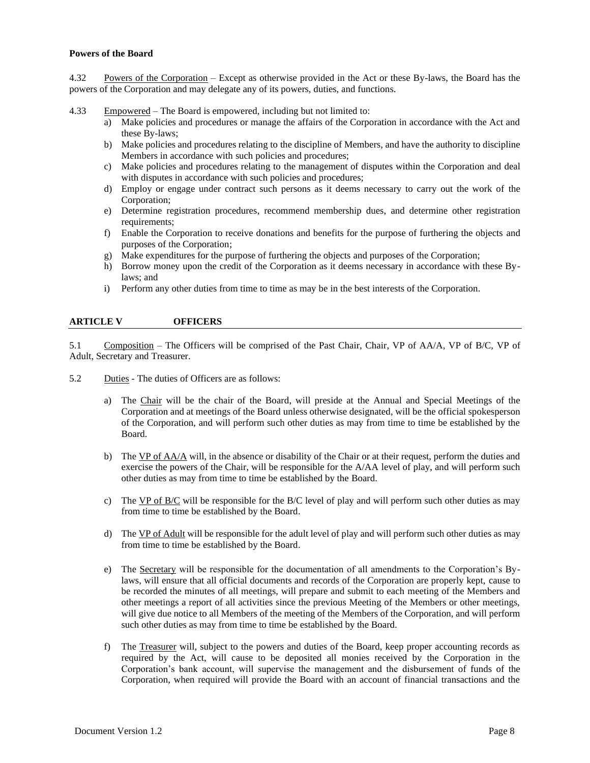**Powers of the Board**

4.32 Powers of the Corporation – Except as otherwise provided in the Act or these By-laws, the Board has the powers of the Corporation and may delegate any of its powers, duties, and functions.

4.33 Empowered – The Board is empowered, including but not limited to:

a) Make policies and procedures or manage the affairs of the Corporation in accordance with the Act and these By-laws;
b) Make policies and procedures relating to the discipline of Members, and have the authority to discipline Members in accordance with such policies and procedures;
c) Make policies and procedures relating to the management of disputes within the Corporation and deal with disputes in accordance with such policies and procedures;
d) Employ or engage under contract such persons as it deems necessary to carry out the work of the Corporation;
e) Determine registration procedures, recommend membership dues, and determine other registration requirements;
f) Enable the Corporation to receive donations and benefits for the purpose of furthering the objects and purposes of the Corporation;
g) Make expenditures for the purpose of furthering the objects and purposes of the Corporation;
h) Borrow money upon the credit of the Corporation as it deems necessary in accordance with these By-laws; and
i) Perform any other duties from time to time as may be in the best interests of the Corporation.

## ARTICLE V OFFICERS

5.1 Composition – The Officers will be comprised of the Past Chair, Chair, VP of AA/A, VP of B/C, VP of Adult, Secretary and Treasurer.

5.2 Duties - The duties of Officers are as follows:

a) The Chair will be the chair of the Board, will preside at the Annual and Special Meetings of the Corporation and at meetings of the Board unless otherwise designated, will be the official spokesperson of the Corporation, and will perform such other duties as may from time to time be established by the Board.

b) The VP of AA/A will, in the absence or disability of the Chair or at their request, perform the duties and exercise the powers of the Chair, will be responsible for the A/AA level of play, and will perform such other duties as may from time to time be established by the Board.

c) The VP of B/C will be responsible for the B/C level of play and will perform such other duties as may from time to time be established by the Board.

d) The VP of Adult will be responsible for the adult level of play and will perform such other duties as may from time to time be established by the Board.

e) The Secretary will be responsible for the documentation of all amendments to the Corporation's By-laws, will ensure that all official documents and records of the Corporation are properly kept, cause to be recorded the minutes of all meetings, will prepare and submit to each meeting of the Members and other meetings a report of all activities since the previous Meeting of the Members or other meetings, will give due notice to all Members of the meeting of the Members of the Corporation, and will perform such other duties as may from time to time be established by the Board.

f) The Treasurer will, subject to the powers and duties of the Board, keep proper accounting records as required by the Act, will cause to be deposited all monies received by the Corporation in the Corporation's bank account, will supervise the management and the disbursement of funds of the Corporation, when required will provide the Board with an account of financial transactions and the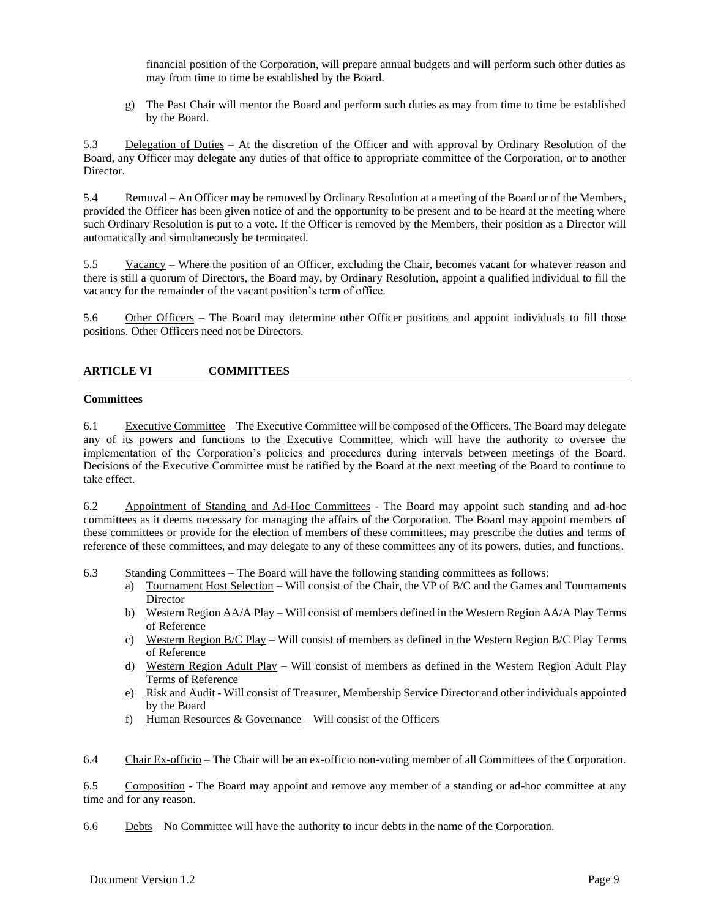financial position of the Corporation, will prepare annual budgets and will perform such other duties as may from time to time be established by the Board.

g) The Past Chair will mentor the Board and perform such duties as may from time to time be established by the Board.

5.3 Delegation of Duties – At the discretion of the Officer and with approval by Ordinary Resolution of the Board, any Officer may delegate any duties of that office to appropriate committee of the Corporation, or to another Director.

5.4 Removal – An Officer may be removed by Ordinary Resolution at a meeting of the Board or of the Members, provided the Officer has been given notice of and the opportunity to be present and to be heard at the meeting where such Ordinary Resolution is put to a vote. If the Officer is removed by the Members, their position as a Director will automatically and simultaneously be terminated.

5.5 Vacancy – Where the position of an Officer, excluding the Chair, becomes vacant for whatever reason and there is still a quorum of Directors, the Board may, by Ordinary Resolution, appoint a qualified individual to fill the vacancy for the remainder of the vacant position's term of office.

5.6 Other Officers – The Board may determine other Officer positions and appoint individuals to fill those positions. Other Officers need not be Directors.

## ARTICLE VI COMMITTEES

**Committees**

6.1 Executive Committee – The Executive Committee will be composed of the Officers. The Board may delegate any of its powers and functions to the Executive Committee, which will have the authority to oversee the implementation of the Corporation's policies and procedures during intervals between meetings of the Board. Decisions of the Executive Committee must be ratified by the Board at the next meeting of the Board to continue to take effect.

6.2 Appointment of Standing and Ad-Hoc Committees - The Board may appoint such standing and ad-hoc committees as it deems necessary for managing the affairs of the Corporation. The Board may appoint members of these committees or provide for the election of members of these committees, may prescribe the duties and terms of reference of these committees, and may delegate to any of these committees any of its powers, duties, and functions.

6.3 Standing Committees – The Board will have the following standing committees as follows:

a) Tournament Host Selection – Will consist of the Chair, the VP of B/C and the Games and Tournaments Director
b) Western Region AA/A Play – Will consist of members defined in the Western Region AA/A Play Terms of Reference
c) Western Region B/C Play – Will consist of members as defined in the Western Region B/C Play Terms of Reference
d) Western Region Adult Play – Will consist of members as defined in the Western Region Adult Play Terms of Reference
e) Risk and Audit - Will consist of Treasurer, Membership Service Director and other individuals appointed by the Board
f) Human Resources & Governance – Will consist of the Officers

6.4 Chair Ex-officio – The Chair will be an ex-officio non-voting member of all Committees of the Corporation.

6.5 Composition - The Board may appoint and remove any member of a standing or ad-hoc committee at any time and for any reason.

6.6 Debts – No Committee will have the authority to incur debts in the name of the Corporation.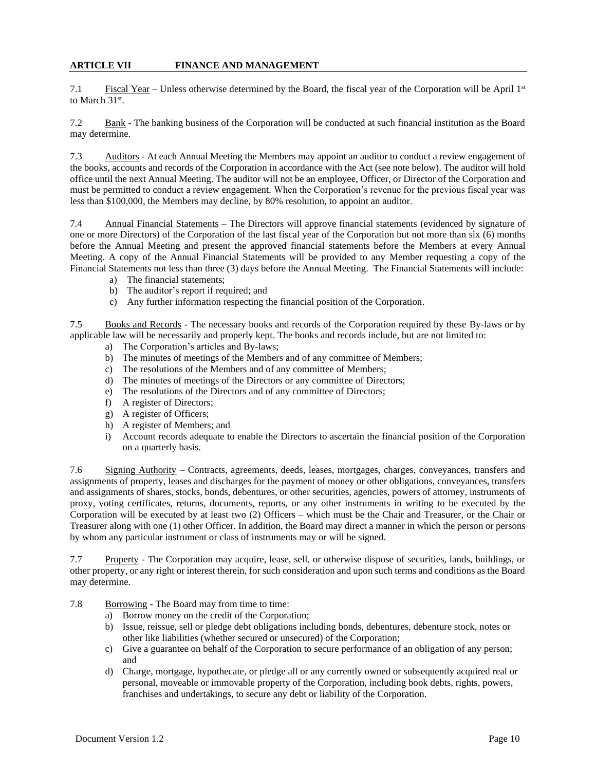## ARTICLE VII FINANCE AND MANAGEMENT

7.1 Fiscal Year – Unless otherwise determined by the Board, the fiscal year of the Corporation will be April 1st to March 31st.

7.2 Bank - The banking business of the Corporation will be conducted at such financial institution as the Board may determine.

7.3 Auditors - At each Annual Meeting the Members may appoint an auditor to conduct a review engagement of the books, accounts and records of the Corporation in accordance with the Act (see note below). The auditor will hold office until the next Annual Meeting. The auditor will not be an employee, Officer, or Director of the Corporation and must be permitted to conduct a review engagement. When the Corporation's revenue for the previous fiscal year was less than $100,000, the Members may decline, by 80% resolution, to appoint an auditor.

7.4 Annual Financial Statements – The Directors will approve financial statements (evidenced by signature of one or more Directors) of the Corporation of the last fiscal year of the Corporation but not more than six (6) months before the Annual Meeting and present the approved financial statements before the Members at every Annual Meeting. A copy of the Annual Financial Statements will be provided to any Member requesting a copy of the Financial Statements not less than three (3) days before the Annual Meeting. The Financial Statements will include:

a) The financial statements;
b) The auditor's report if required; and
c) Any further information respecting the financial position of the Corporation.

7.5 Books and Records - The necessary books and records of the Corporation required by these By-laws or by applicable law will be necessarily and properly kept. The books and records include, but are not limited to:

a) The Corporation's articles and By-laws;
b) The minutes of meetings of the Members and of any committee of Members;
c) The resolutions of the Members and of any committee of Members;
d) The minutes of meetings of the Directors or any committee of Directors;
e) The resolutions of the Directors and of any committee of Directors;
f) A register of Directors;
g) A register of Officers;
h) A register of Members; and
i) Account records adequate to enable the Directors to ascertain the financial position of the Corporation on a quarterly basis.

7.6 Signing Authority – Contracts, agreements, deeds, leases, mortgages, charges, conveyances, transfers and assignments of property, leases and discharges for the payment of money or other obligations, conveyances, transfers and assignments of shares, stocks, bonds, debentures, or other securities, agencies, powers of attorney, instruments of proxy, voting certificates, returns, documents, reports, or any other instruments in writing to be executed by the Corporation will be executed by at least two (2) Officers – which must be the Chair and Treasurer, or the Chair or Treasurer along with one (1) other Officer. In addition, the Board may direct a manner in which the person or persons by whom any particular instrument or class of instruments may or will be signed.

7.7 Property - The Corporation may acquire, lease, sell, or otherwise dispose of securities, lands, buildings, or other property, or any right or interest therein, for such consideration and upon such terms and conditions as the Board may determine.

7.8 Borrowing - The Board may from time to time:

a) Borrow money on the credit of the Corporation;
b) Issue, reissue, sell or pledge debt obligations including bonds, debentures, debenture stock, notes or other like liabilities (whether secured or unsecured) of the Corporation;
c) Give a guarantee on behalf of the Corporation to secure performance of an obligation of any person; and
d) Charge, mortgage, hypothecate, or pledge all or any currently owned or subsequently acquired real or personal, moveable or immovable property of the Corporation, including book debts, rights, powers, franchises and undertakings, to secure any debt or liability of the Corporation.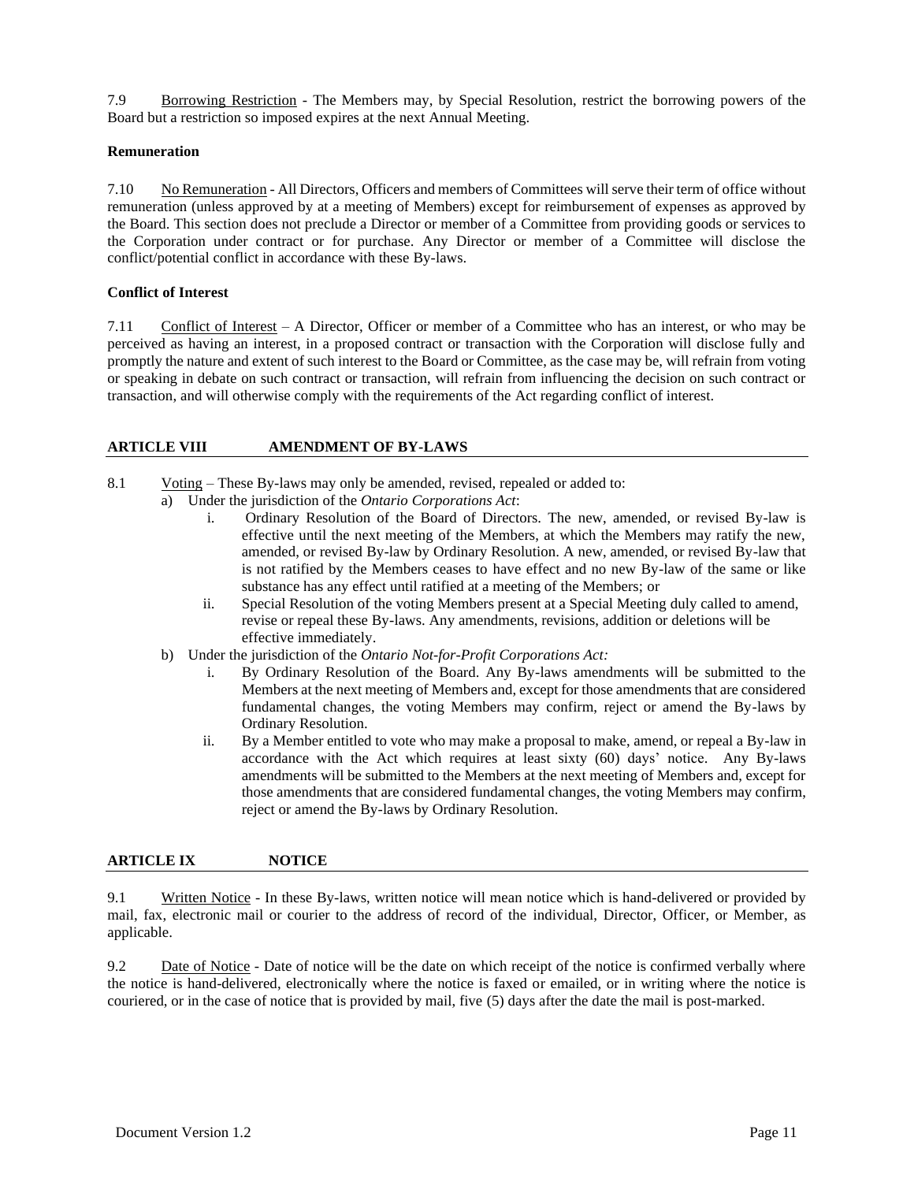7.9 Borrowing Restriction - The Members may, by Special Resolution, restrict the borrowing powers of the Board but a restriction so imposed expires at the next Annual Meeting.

**Remuneration**

7.10 No Remuneration - All Directors, Officers and members of Committees will serve their term of office without remuneration (unless approved by at a meeting of Members) except for reimbursement of expenses as approved by the Board. This section does not preclude a Director or member of a Committee from providing goods or services to the Corporation under contract or for purchase. Any Director or member of a Committee will disclose the conflict/potential conflict in accordance with these By-laws.

**Conflict of Interest**

7.11 Conflict of Interest – A Director, Officer or member of a Committee who has an interest, or who may be perceived as having an interest, in a proposed contract or transaction with the Corporation will disclose fully and promptly the nature and extent of such interest to the Board or Committee, as the case may be, will refrain from voting or speaking in debate on such contract or transaction, will refrain from influencing the decision on such contract or transaction, and will otherwise comply with the requirements of the Act regarding conflict of interest.

## ARTICLE VIII AMENDMENT OF BY-LAWS

8.1 Voting – These By-laws may only be amended, revised, repealed or added to:

a) Under the jurisdiction of the *Ontario Corporations Act*:
   1. Ordinary Resolution of the Board of Directors. The new, amended, or revised By-law is effective until the next meeting of the Members, at which the Members may ratify the new, amended, or revised By-law by Ordinary Resolution. A new, amended, or revised By-law that is not ratified by the Members ceases to have effect and no new By-law of the same or like substance has any effect until ratified at a meeting of the Members; or
   2. Special Resolution of the voting Members present at a Special Meeting duly called to amend, revise or repeal these By-laws. Any amendments, revisions, addition or deletions will be effective immediately.

b) Under the jurisdiction of the *Ontario Not-for-Profit Corporations Act:*
   1. By Ordinary Resolution of the Board. Any By-laws amendments will be submitted to the Members at the next meeting of Members and, except for those amendments that are considered fundamental changes, the voting Members may confirm, reject or amend the By-laws by Ordinary Resolution.
   2. By a Member entitled to vote who may make a proposal to make, amend, or repeal a By-law in accordance with the Act which requires at least sixty (60) days' notice. Any By-laws amendments will be submitted to the Members at the next meeting of Members and, except for those amendments that are considered fundamental changes, the voting Members may confirm, reject or amend the By-laws by Ordinary Resolution.

## ARTICLE IX NOTICE

9.1 Written Notice - In these By-laws, written notice will mean notice which is hand-delivered or provided by mail, fax, electronic mail or courier to the address of record of the individual, Director, Officer, or Member, as applicable.

9.2 Date of Notice - Date of notice will be the date on which receipt of the notice is confirmed verbally where the notice is hand-delivered, electronically where the notice is faxed or emailed, or in writing where the notice is couriered, or in the case of notice that is provided by mail, five (5) days after the date the mail is post-marked.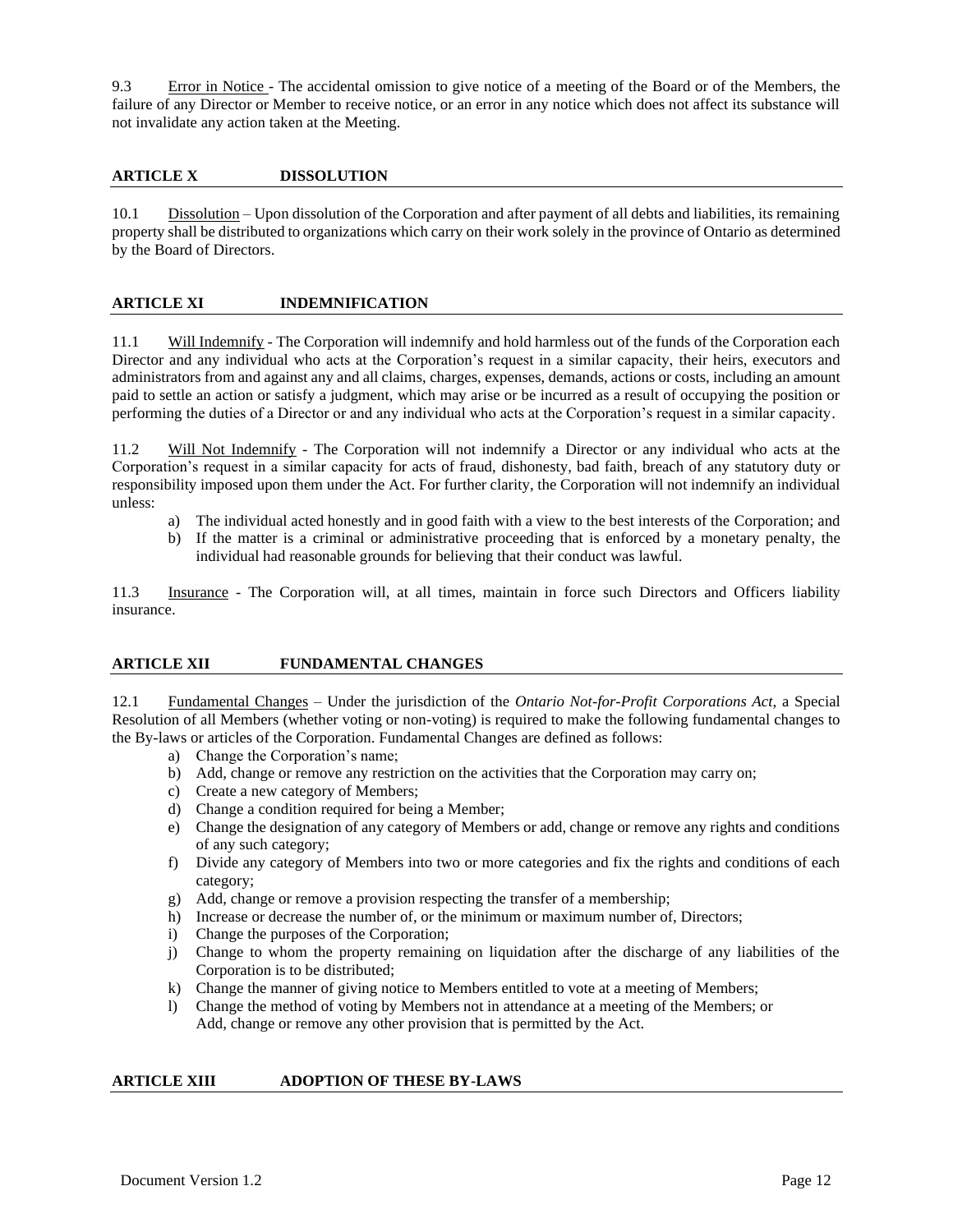9.3 Error in Notice - The accidental omission to give notice of a meeting of the Board or of the Members, the failure of any Director or Member to receive notice, or an error in any notice which does not affect its substance will not invalidate any action taken at the Meeting.

## ARTICLE X DISSOLUTION

10.1 Dissolution – Upon dissolution of the Corporation and after payment of all debts and liabilities, its remaining property shall be distributed to organizations which carry on their work solely in the province of Ontario as determined by the Board of Directors.

## ARTICLE XI INDEMNIFICATION

11.1 Will Indemnify - The Corporation will indemnify and hold harmless out of the funds of the Corporation each Director and any individual who acts at the Corporation's request in a similar capacity, their heirs, executors and administrators from and against any and all claims, charges, expenses, demands, actions or costs, including an amount paid to settle an action or satisfy a judgment, which may arise or be incurred as a result of occupying the position or performing the duties of a Director or and any individual who acts at the Corporation's request in a similar capacity.

11.2 Will Not Indemnify - The Corporation will not indemnify a Director or any individual who acts at the Corporation's request in a similar capacity for acts of fraud, dishonesty, bad faith, breach of any statutory duty or responsibility imposed upon them under the Act. For further clarity, the Corporation will not indemnify an individual unless:

a) The individual acted honestly and in good faith with a view to the best interests of the Corporation; and
b) If the matter is a criminal or administrative proceeding that is enforced by a monetary penalty, the individual had reasonable grounds for believing that their conduct was lawful.

11.3 Insurance - The Corporation will, at all times, maintain in force such Directors and Officers liability insurance.

## ARTICLE XII FUNDAMENTAL CHANGES

12.1 Fundamental Changes – Under the jurisdiction of the *Ontario Not-for-Profit Corporations Act,* a Special Resolution of all Members (whether voting or non-voting) is required to make the following fundamental changes to the By-laws or articles of the Corporation. Fundamental Changes are defined as follows:

a) Change the Corporation's name;
b) Add, change or remove any restriction on the activities that the Corporation may carry on;
c) Create a new category of Members;
d) Change a condition required for being a Member;
e) Change the designation of any category of Members or add, change or remove any rights and conditions of any such category;
f) Divide any category of Members into two or more categories and fix the rights and conditions of each category;
g) Add, change or remove a provision respecting the transfer of a membership;
h) Increase or decrease the number of, or the minimum or maximum number of, Directors;
i) Change the purposes of the Corporation;
j) Change to whom the property remaining on liquidation after the discharge of any liabilities of the Corporation is to be distributed;
k) Change the manner of giving notice to Members entitled to vote at a meeting of Members;
l) Change the method of voting by Members not in attendance at a meeting of the Members; or
Add, change or remove any other provision that is permitted by the Act.

## ARTICLE XIII ADOPTION OF THESE BY-LAWS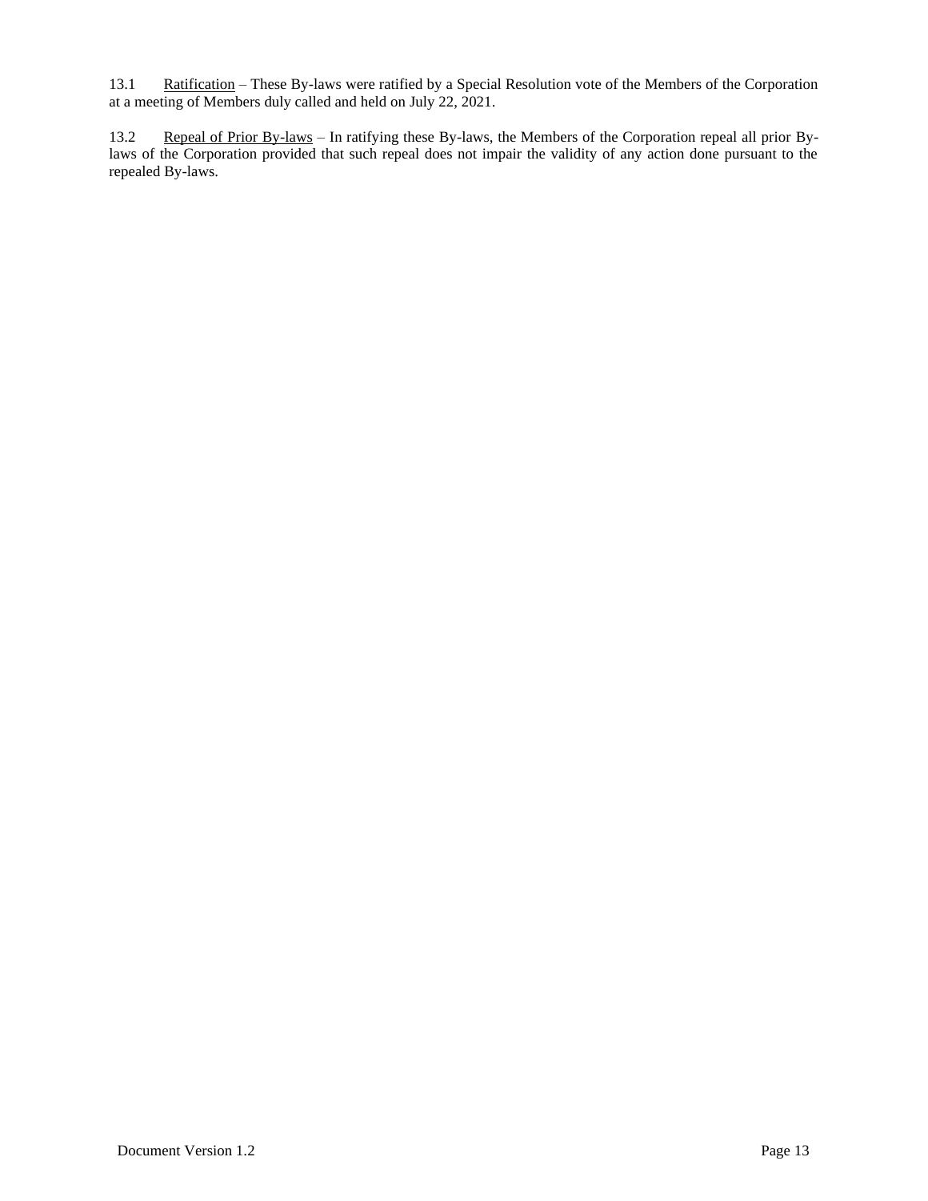13.1 Ratification – These By-laws were ratified by a Special Resolution vote of the Members of the Corporation at a meeting of Members duly called and held on July 22, 2021.

13.2 Repeal of Prior By-laws – In ratifying these By-laws, the Members of the Corporation repeal all prior By-laws of the Corporation provided that such repeal does not impair the validity of any action done pursuant to the repealed By-laws.